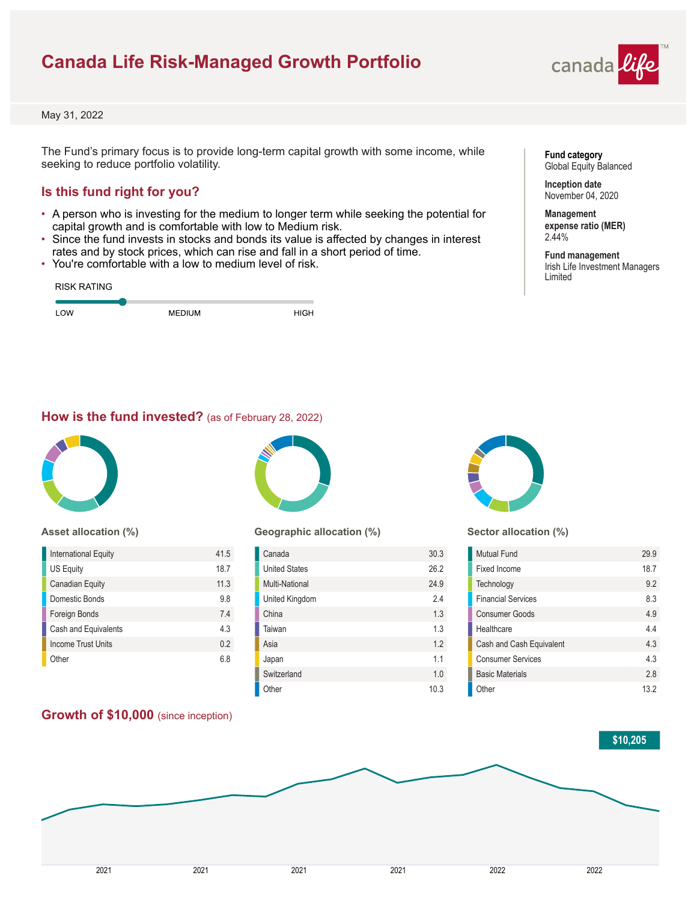# Canada Life Risk-Managed Growth Portfolio

May 31, 2022

The Fund's primary focus is to provide long-term capital growth with some income, while seeking to reduce portfolio volatility.

**Fund category**
Global Equity Balanced

**Inception date**
November 04, 2020

**Management expense ratio (MER)**
2.44%

**Fund management**
Irish Life Investment Managers Limited

## Is this fund right for you?

- A person who is investing for the medium to longer term while seeking the potential for capital growth and is comfortable with low to Medium risk.
- Since the fund invests in stocks and bonds its value is affected by changes in interest rates and by stock prices, which can rise and fall in a short period of time.
- You're comfortable with a low to medium level of risk.

RISK RATING

LOW — MEDIUM — HIGH

## How is the fund invested? (as of February 28, 2022)

### Asset allocation (%)

| Asset | % |
|---|---|
| International Equity | 41.5 |
| US Equity | 18.7 |
| Canadian Equity | 11.3 |
| Domestic Bonds | 9.8 |
| Foreign Bonds | 7.4 |
| Cash and Equivalents | 4.3 |
| Income Trust Units | 0.2 |
| Other | 6.8 |

### Geographic allocation (%)

| Region | % |
|---|---|
| Canada | 30.3 |
| United States | 26.2 |
| Multi-National | 24.9 |
| United Kingdom | 2.4 |
| China | 1.3 |
| Taiwan | 1.3 |
| Asia | 1.2 |
| Japan | 1.1 |
| Switzerland | 1.0 |
| Other | 10.3 |

### Sector allocation (%)

| Sector | % |
|---|---|
| Mutual Fund | 29.9 |
| Fixed Income | 18.7 |
| Technology | 9.2 |
| Financial Services | 8.3 |
| Consumer Goods | 4.9 |
| Healthcare | 4.4 |
| Cash and Cash Equivalent | 4.3 |
| Consumer Services | 4.3 |
| Basic Materials | 2.8 |
| Other | 13.2 |

## Growth of $10,000 (since inception)

$10,205

2021 2021 2021 2021 2022 2022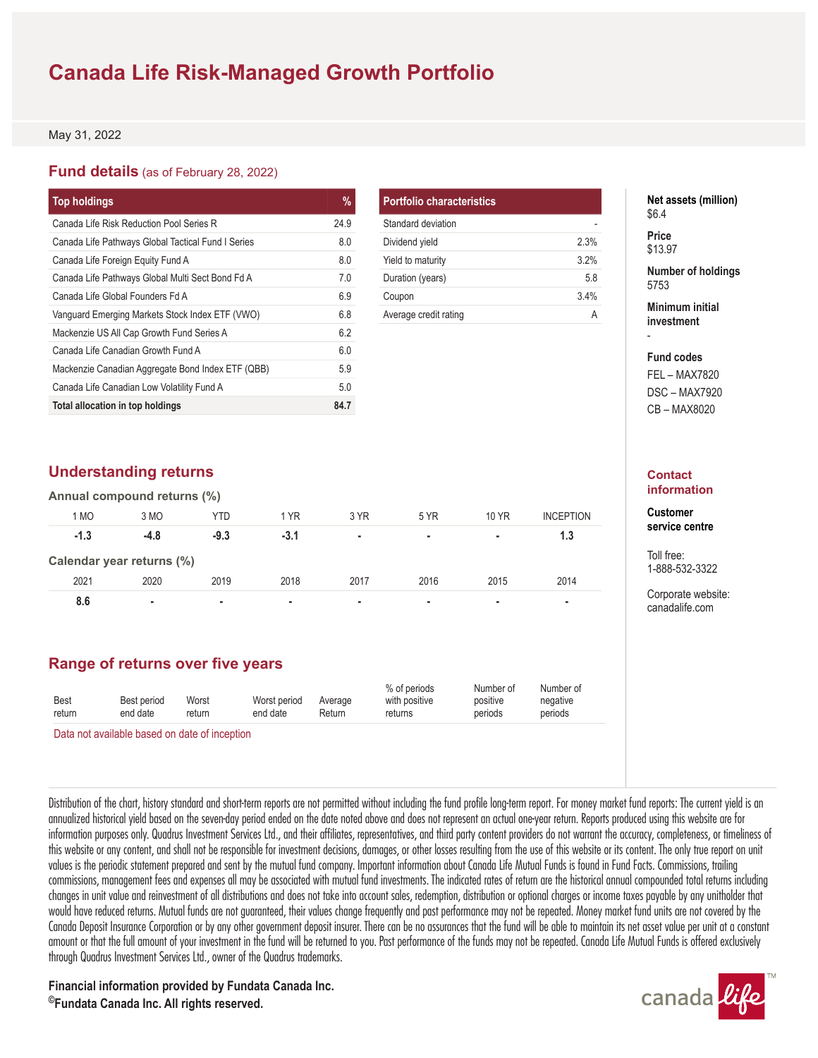# Canada Life Risk-Managed Growth Portfolio

May 31, 2022

## Fund details (as of February 28, 2022)

| Top holdings | % |
| --- | --- |
| Canada Life Risk Reduction Pool Series R | 24.9 |
| Canada Life Pathways Global Tactical Fund I Series | 8.0 |
| Canada Life Foreign Equity Fund A | 8.0 |
| Canada Life Pathways Global Multi Sect Bond Fd A | 7.0 |
| Canada Life Global Founders Fd A | 6.9 |
| Vanguard Emerging Markets Stock Index ETF (VWO) | 6.8 |
| Mackenzie US All Cap Growth Fund Series A | 6.2 |
| Canada Life Canadian Growth Fund A | 6.0 |
| Mackenzie Canadian Aggregate Bond Index ETF (QBB) | 5.9 |
| Canada Life Canadian Low Volatility Fund A | 5.0 |
| **Total allocation in top holdings** | **84.7** |

| Portfolio characteristics | |
| --- | --- |
| Standard deviation | - |
| Dividend yield | 2.3% |
| Yield to maturity | 3.2% |
| Duration (years) | 5.8 |
| Coupon | 3.4% |
| Average credit rating | A |

**Net assets (million)**
$6.4

**Price**
$13.97

**Number of holdings**
5753

**Minimum initial investment**
-

**Fund codes**
FEL – MAX7820
DSC – MAX7920
CB – MAX8020

## Understanding returns

### Annual compound returns (%)

| 1 MO | 3 MO | YTD | 1 YR | 3 YR | 5 YR | 10 YR | INCEPTION |
| --- | --- | --- | --- | --- | --- | --- | --- |
| **-1.3** | **-4.8** | **-9.3** | **-3.1** | **-** | **-** | **-** | **1.3** |

### Calendar year returns (%)

| 2021 | 2020 | 2019 | 2018 | 2017 | 2016 | 2015 | 2014 |
| --- | --- | --- | --- | --- | --- | --- | --- |
| **8.6** | **-** | **-** | **-** | **-** | **-** | **-** | **-** |

## Range of returns over five years

| Best return | Best period end date | Worst return | Worst period end date | Average Return | % of periods with positive returns | Number of positive periods | Number of negative periods |
| --- | --- | --- | --- | --- | --- | --- | --- |
| Data not available based on date of inception | | | | | | | |

## Contact information

**Customer service centre**

Toll free:
1-888-532-3322

Corporate website:
canadalife.com

Distribution of the chart, history standard and short-term reports are not permitted without including the fund profile long-term report. For money market fund reports: The current yield is an annualized historical yield based on the seven-day period ended on the date noted above and does not represent an actual one-year return. Reports produced using this website are for information purposes only. Quadrus Investment Services Ltd., and their affiliates, representatives, and third party content providers do not warrant the accuracy, completeness, or timeliness of this website or any content, and shall not be responsible for investment decisions, damages, or other losses resulting from the use of this website or its content. The only true report on unit values is the periodic statement prepared and sent by the mutual fund company. Important information about Canada Life Mutual Funds is found in Fund Facts. Commissions, trailing commissions, management fees and expenses all may be associated with mutual fund investments. The indicated rates of return are the historical annual compounded total returns including changes in unit value and reinvestment of all distributions and does not take into account sales, redemption, distribution or optional charges or income taxes payable by any unitholder that would have reduced returns. Mutual funds are not guaranteed, their values change frequently and past performance may not be repeated. Money market fund units are not covered by the Canada Deposit Insurance Corporation or by any other government deposit insurer. There can be no assurances that the fund will be able to maintain its net asset value per unit at a constant amount or that the full amount of your investment in the fund will be returned to you. Past performance of the funds may not be repeated. Canada Life Mutual Funds is offered exclusively through Quadrus Investment Services Ltd., owner of the Quadrus trademarks.

**Financial information provided by Fundata Canada Inc.**
**©Fundata Canada Inc. All rights reserved.**

canada life™